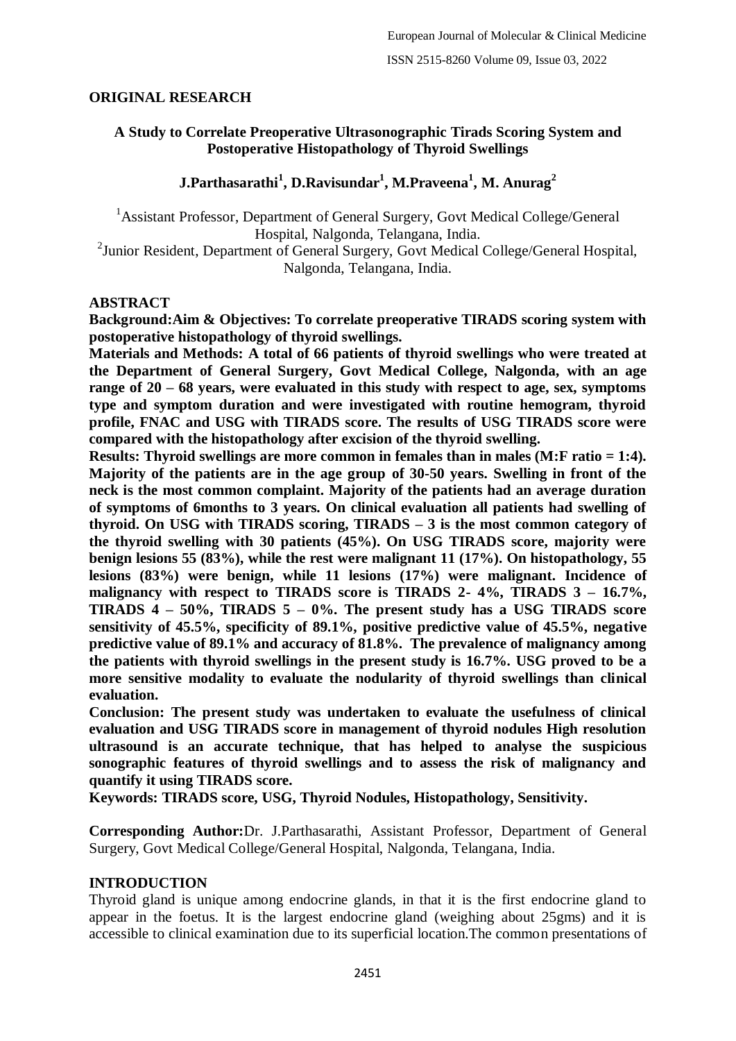## ORIGINAL RESEARCH

# A Study to Correlate Preoperative Ultrasonographic Tirads Scoring System and Postoperative Histopathology of Thyroid Swellings

**J.Parthasarathi[1], D.Ravisundar[1], M.Praveena[1], M. Anurag[2]**

[1]Assistant Professor, Department of General Surgery, Govt Medical College/General Hospital, Nalgonda, Telangana, India.

[2]Junior Resident, Department of General Surgery, Govt Medical College/General Hospital, Nalgonda, Telangana, India.

## ABSTRACT

**Background:Aim & Objectives: To correlate preoperative TIRADS scoring system with postoperative histopathology of thyroid swellings.**

**Materials and Methods: A total of 66 patients of thyroid swellings who were treated at the Department of General Surgery, Govt Medical College, Nalgonda, with an age range of 20 – 68 years, were evaluated in this study with respect to age, sex, symptoms type and symptom duration and were investigated with routine hemogram, thyroid profile, FNAC and USG with TIRADS score. The results of USG TIRADS score were compared with the histopathology after excision of the thyroid swelling.**

**Results: Thyroid swellings are more common in females than in males (M:F ratio = 1:4). Majority of the patients are in the age group of 30-50 years. Swelling in front of the neck is the most common complaint. Majority of the patients had an average duration of symptoms of 6months to 3 years. On clinical evaluation all patients had swelling of thyroid. On USG with TIRADS scoring, TIRADS – 3 is the most common category of the thyroid swelling with 30 patients (45%). On USG TIRADS score, majority were benign lesions 55 (83%), while the rest were malignant 11 (17%). On histopathology, 55 lesions (83%) were benign, while 11 lesions (17%) were malignant. Incidence of malignancy with respect to TIRADS score is TIRADS 2- 4%, TIRADS 3 – 16.7%, TIRADS 4 – 50%, TIRADS 5 – 0%. The present study has a USG TIRADS score sensitivity of 45.5%, specificity of 89.1%, positive predictive value of 45.5%, negative predictive value of 89.1% and accuracy of 81.8%. The prevalence of malignancy among the patients with thyroid swellings in the present study is 16.7%. USG proved to be a more sensitive modality to evaluate the nodularity of thyroid swellings than clinical evaluation.**

**Conclusion: The present study was undertaken to evaluate the usefulness of clinical evaluation and USG TIRADS score in management of thyroid nodules High resolution ultrasound is an accurate technique, that has helped to analyse the suspicious sonographic features of thyroid swellings and to assess the risk of malignancy and quantify it using TIRADS score.**

**Keywords: TIRADS score, USG, Thyroid Nodules, Histopathology, Sensitivity.**

**Corresponding Author:**Dr. J.Parthasarathi, Assistant Professor, Department of General Surgery, Govt Medical College/General Hospital, Nalgonda, Telangana, India.

## INTRODUCTION

Thyroid gland is unique among endocrine glands, in that it is the first endocrine gland to appear in the foetus. It is the largest endocrine gland (weighing about 25gms) and it is accessible to clinical examination due to its superficial location.The common presentations of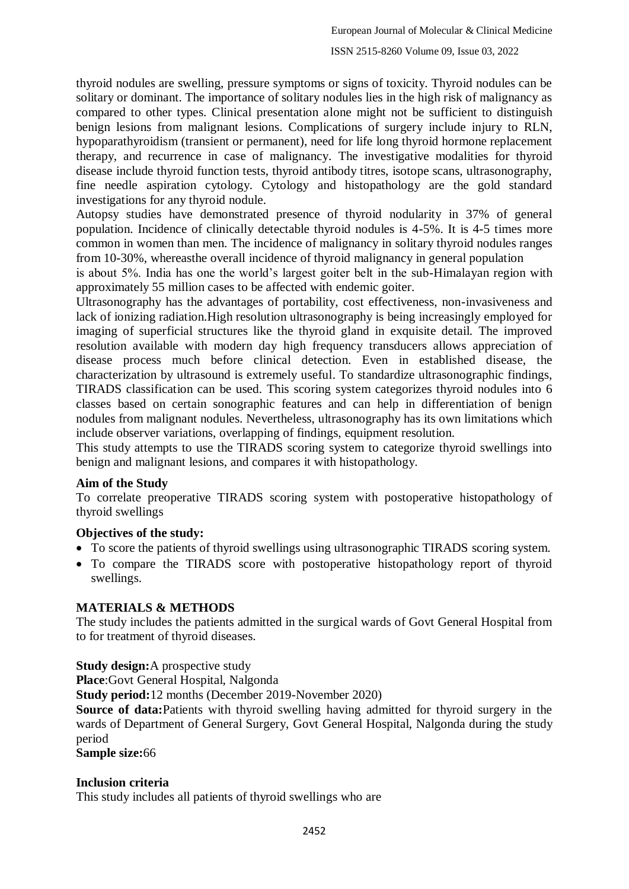thyroid nodules are swelling, pressure symptoms or signs of toxicity. Thyroid nodules can be solitary or dominant. The importance of solitary nodules lies in the high risk of malignancy as compared to other types. Clinical presentation alone might not be sufficient to distinguish benign lesions from malignant lesions. Complications of surgery include injury to RLN, hypoparathyroidism (transient or permanent), need for life long thyroid hormone replacement therapy, and recurrence in case of malignancy. The investigative modalities for thyroid disease include thyroid function tests, thyroid antibody titres, isotope scans, ultrasonography, fine needle aspiration cytology. Cytology and histopathology are the gold standard investigations for any thyroid nodule.

Autopsy studies have demonstrated presence of thyroid nodularity in 37% of general population. Incidence of clinically detectable thyroid nodules is 4-5%. It is 4-5 times more common in women than men. The incidence of malignancy in solitary thyroid nodules ranges from 10-30%, whereasthe overall incidence of thyroid malignancy in general population is about 5%. India has one the world's largest goiter belt in the sub-Himalayan region with approximately 55 million cases to be affected with endemic goiter.

Ultrasonography has the advantages of portability, cost effectiveness, non-invasiveness and lack of ionizing radiation.High resolution ultrasonography is being increasingly employed for imaging of superficial structures like the thyroid gland in exquisite detail. The improved resolution available with modern day high frequency transducers allows appreciation of disease process much before clinical detection. Even in established disease, the characterization by ultrasound is extremely useful. To standardize ultrasonographic findings, TIRADS classification can be used. This scoring system categorizes thyroid nodules into 6 classes based on certain sonographic features and can help in differentiation of benign nodules from malignant nodules. Nevertheless, ultrasonography has its own limitations which include observer variations, overlapping of findings, equipment resolution.

This study attempts to use the TIRADS scoring system to categorize thyroid swellings into benign and malignant lesions, and compares it with histopathology.

**Aim of the Study**

To correlate preoperative TIRADS scoring system with postoperative histopathology of thyroid swellings

**Objectives of the study:**

- To score the patients of thyroid swellings using ultrasonographic TIRADS scoring system.
- To compare the TIRADS score with postoperative histopathology report of thyroid swellings.

## MATERIALS & METHODS

The study includes the patients admitted in the surgical wards of Govt General Hospital from to for treatment of thyroid diseases.

**Study design:**A prospective study

**Place**:Govt General Hospital, Nalgonda

**Study period:**12 months (December 2019-November 2020)

**Source of data:**Patients with thyroid swelling having admitted for thyroid surgery in the wards of Department of General Surgery, Govt General Hospital, Nalgonda during the study period

**Sample size:**66

**Inclusion criteria**

This study includes all patients of thyroid swellings who are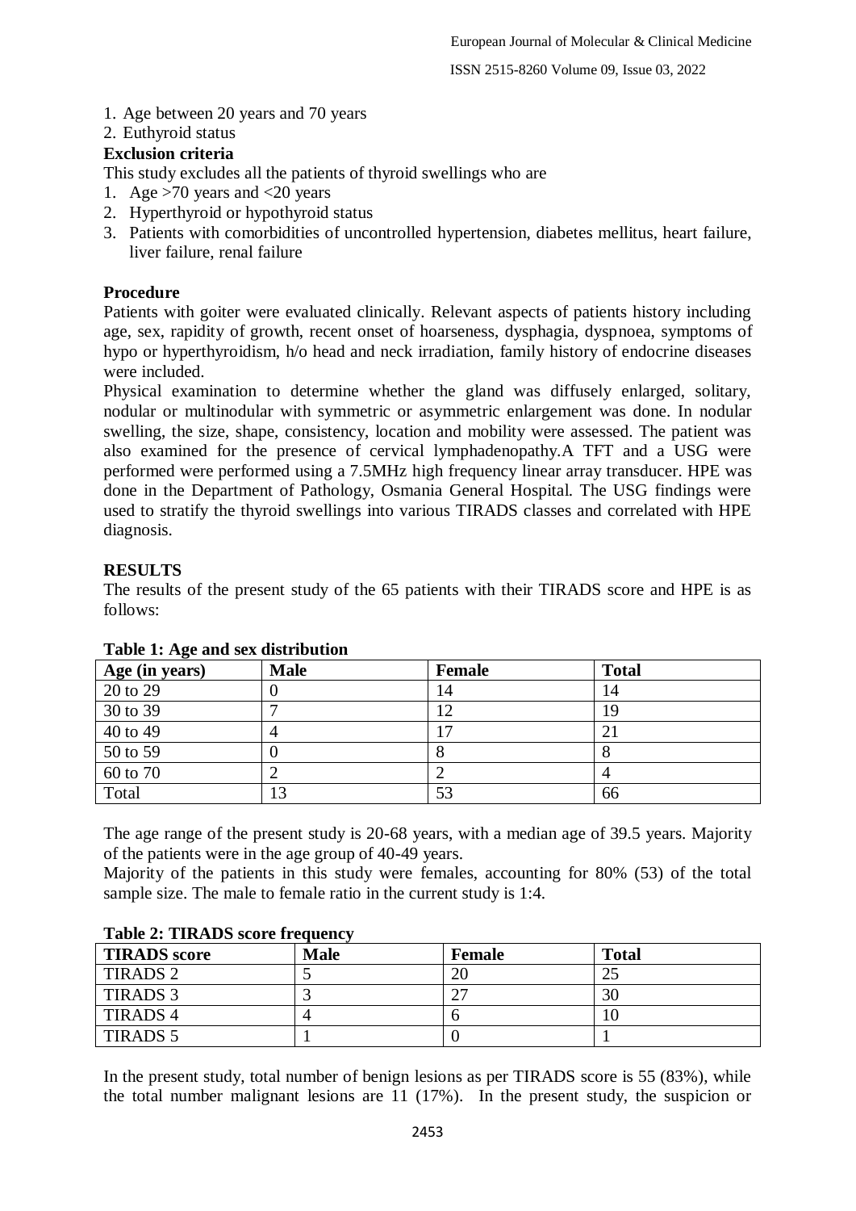1. Age between 20 years and 70 years
2. Euthyroid status

**Exclusion criteria**

This study excludes all the patients of thyroid swellings who are

1. Age >70 years and <20 years
2. Hyperthyroid or hypothyroid status
3. Patients with comorbidities of uncontrolled hypertension, diabetes mellitus, heart failure, liver failure, renal failure

**Procedure**

Patients with goiter were evaluated clinically. Relevant aspects of patients history including age, sex, rapidity of growth, recent onset of hoarseness, dysphagia, dyspnoea, symptoms of hypo or hyperthyroidism, h/o head and neck irradiation, family history of endocrine diseases were included.

Physical examination to determine whether the gland was diffusely enlarged, solitary, nodular or multinodular with symmetric or asymmetric enlargement was done. In nodular swelling, the size, shape, consistency, location and mobility were assessed. The patient was also examined for the presence of cervical lymphadenopathy.A TFT and a USG were performed were performed using a 7.5MHz high frequency linear array transducer. HPE was done in the Department of Pathology, Osmania General Hospital. The USG findings were used to stratify the thyroid swellings into various TIRADS classes and correlated with HPE diagnosis.

## RESULTS

The results of the present study of the 65 patients with their TIRADS score and HPE is as follows:

**Table 1: Age and sex distribution**

| Age (in years) | Male | Female | Total |
|---|---|---|---|
| 20 to 29 | 0 | 14 | 14 |
| 30 to 39 | 7 | 12 | 19 |
| 40 to 49 | 4 | 17 | 21 |
| 50 to 59 | 0 | 8 | 8 |
| 60 to 70 | 2 | 2 | 4 |
| Total | 13 | 53 | 66 |

The age range of the present study is 20-68 years, with a median age of 39.5 years. Majority of the patients were in the age group of 40-49 years.

Majority of the patients in this study were females, accounting for 80% (53) of the total sample size. The male to female ratio in the current study is 1:4.

**Table 2: TIRADS score frequency**

| TIRADS score | Male | Female | Total |
|---|---|---|---|
| TIRADS 2 | 5 | 20 | 25 |
| TIRADS 3 | 3 | 27 | 30 |
| TIRADS 4 | 4 | 6 | 10 |
| TIRADS 5 | 1 | 0 | 1 |

In the present study, total number of benign lesions as per TIRADS score is 55 (83%), while the total number malignant lesions are 11 (17%). In the present study, the suspicion or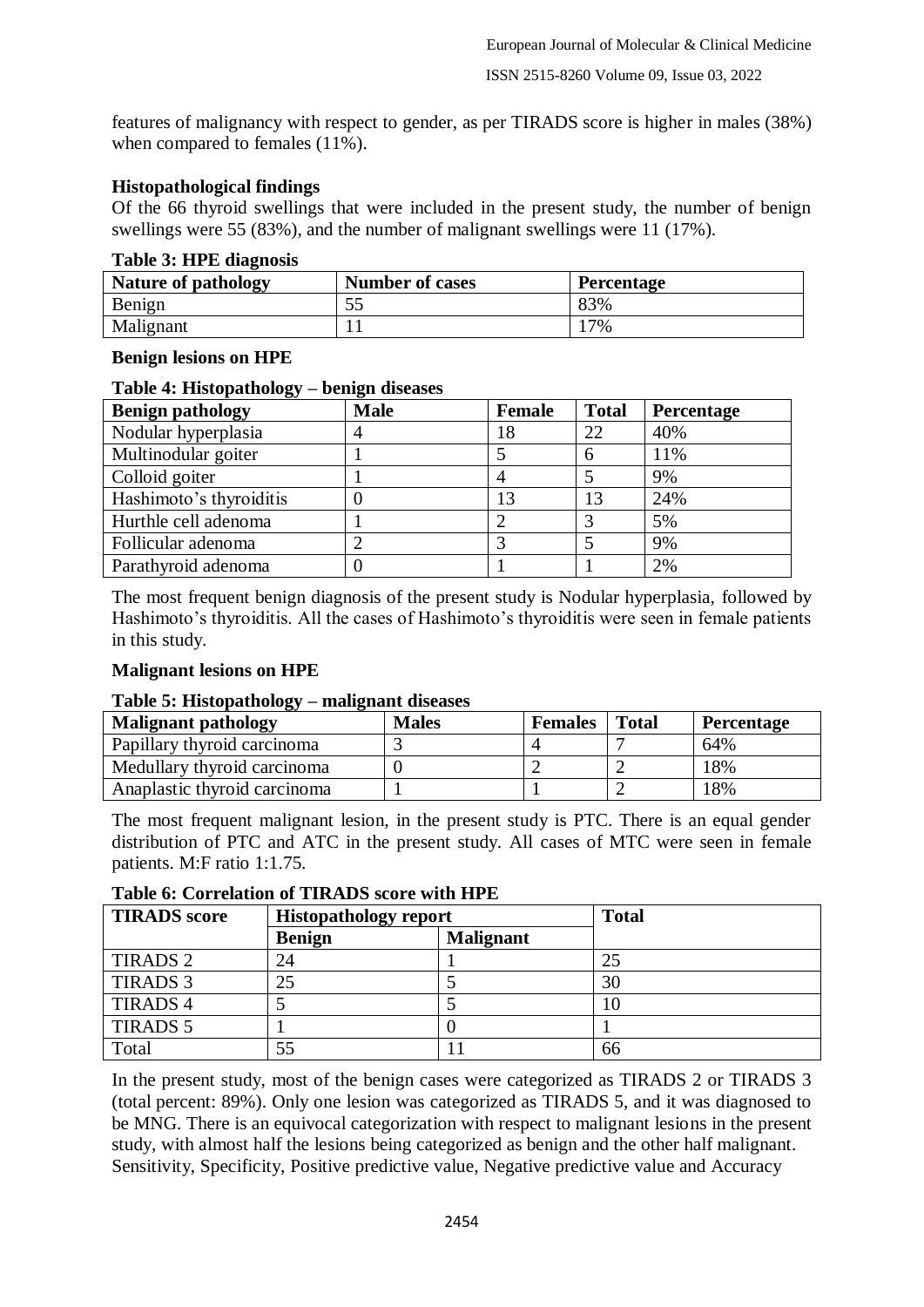features of malignancy with respect to gender, as per TIRADS score is higher in males (38%) when compared to females (11%).

**Histopathological findings**

Of the 66 thyroid swellings that were included in the present study, the number of benign swellings were 55 (83%), and the number of malignant swellings were 11 (17%).

**Table 3: HPE diagnosis**

| Nature of pathology | Number of cases | Percentage |
|---|---|---|
| Benign | 55 | 83% |
| Malignant | 11 | 17% |

**Benign lesions on HPE**

**Table 4: Histopathology – benign diseases**

| Benign pathology | Male | Female | Total | Percentage |
|---|---|---|---|---|
| Nodular hyperplasia | 4 | 18 | 22 | 40% |
| Multinodular goiter | 1 | 5 | 6 | 11% |
| Colloid goiter | 1 | 4 | 5 | 9% |
| Hashimoto's thyroiditis | 0 | 13 | 13 | 24% |
| Hurthle cell adenoma | 1 | 2 | 3 | 5% |
| Follicular adenoma | 2 | 3 | 5 | 9% |
| Parathyroid adenoma | 0 | 1 | 1 | 2% |

The most frequent benign diagnosis of the present study is Nodular hyperplasia, followed by Hashimoto's thyroiditis. All the cases of Hashimoto's thyroiditis were seen in female patients in this study.

**Malignant lesions on HPE**

**Table 5: Histopathology – malignant diseases**

| Malignant pathology | Males | Females | Total | Percentage |
|---|---|---|---|---|
| Papillary thyroid carcinoma | 3 | 4 | 7 | 64% |
| Medullary thyroid carcinoma | 0 | 2 | 2 | 18% |
| Anaplastic thyroid carcinoma | 1 | 1 | 2 | 18% |

The most frequent malignant lesion, in the present study is PTC. There is an equal gender distribution of PTC and ATC in the present study. All cases of MTC were seen in female patients. M:F ratio 1:1.75.

**Table 6: Correlation of TIRADS score with HPE**

| TIRADS score | Histopathology report | | Total |
|---|---|---|---|
| | Benign | Malignant | |
| TIRADS 2 | 24 | 1 | 25 |
| TIRADS 3 | 25 | 5 | 30 |
| TIRADS 4 | 5 | 5 | 10 |
| TIRADS 5 | 1 | 0 | 1 |
| Total | 55 | 11 | 66 |

In the present study, most of the benign cases were categorized as TIRADS 2 or TIRADS 3 (total percent: 89%). Only one lesion was categorized as TIRADS 5, and it was diagnosed to be MNG. There is an equivocal categorization with respect to malignant lesions in the present study, with almost half the lesions being categorized as benign and the other half malignant. Sensitivity, Specificity, Positive predictive value, Negative predictive value and Accuracy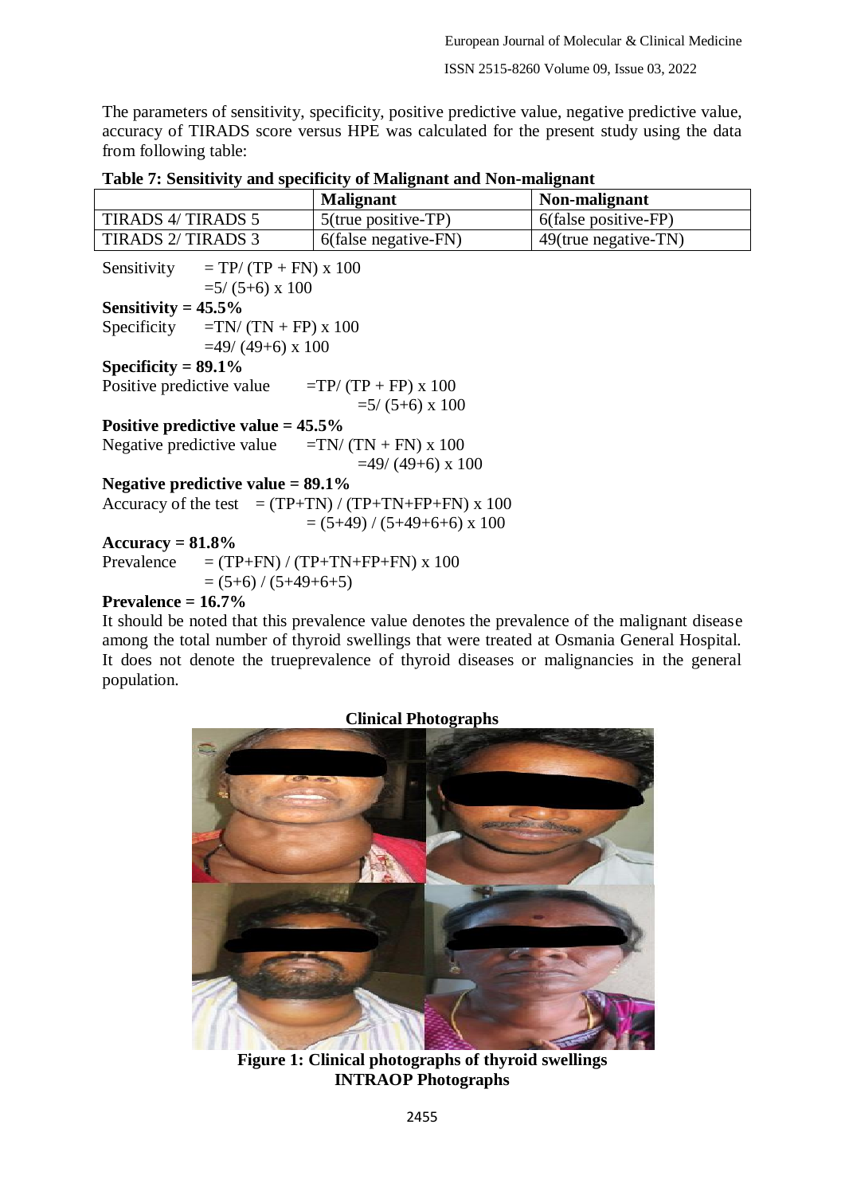The parameters of sensitivity, specificity, positive predictive value, negative predictive value, accuracy of TIRADS score versus HPE was calculated for the present study using the data from following table:

**Table 7: Sensitivity and specificity of Malignant and Non-malignant**

| | **Malignant** | **Non-malignant** |
|---|---|---|
| TIRADS 4/ TIRADS 5 | 5(true positive-TP) | 6(false positive-FP) |
| TIRADS 2/ TIRADS 3 | 6(false negative-FN) | 49(true negative-TN) |

Sensitivity $= TP/ (TP + FN) \times 100$

$=5/ (5+6) \times 100$

**Sensitivity = 45.5%**

Specificity $=TN/ (TN + FP) \times 100$

$=49/ (49+6) \times 100$

**Specificity = 89.1%**

Positive predictive value $=TP/ (TP + FP) \times 100$

$=5/ (5+6) \times 100$

**Positive predictive value = 45.5%**

Negative predictive value $=TN/ (TN + FN) \times 100$

$=49/ (49+6) \times 100$

**Negative predictive value = 89.1%**

Accuracy of the test $= (TP+TN) / (TP+TN+FP+FN) \times 100$

$= (5+49) / (5+49+6+6) \times 100$

**Accuracy = 81.8%**

Prevalence $= (TP+FN) / (TP+TN+FP+FN) \times 100$

$= (5+6) / (5+49+6+5)$

**Prevalence = 16.7%**

It should be noted that this prevalence value denotes the prevalence of the malignant disease among the total number of thyroid swellings that were treated at Osmania General Hospital. It does not denote the trueprevalence of thyroid diseases or malignancies in the general population.

**Clinical Photographs**

**Figure 1: Clinical photographs of thyroid swellings**

**INTRAOP Photographs**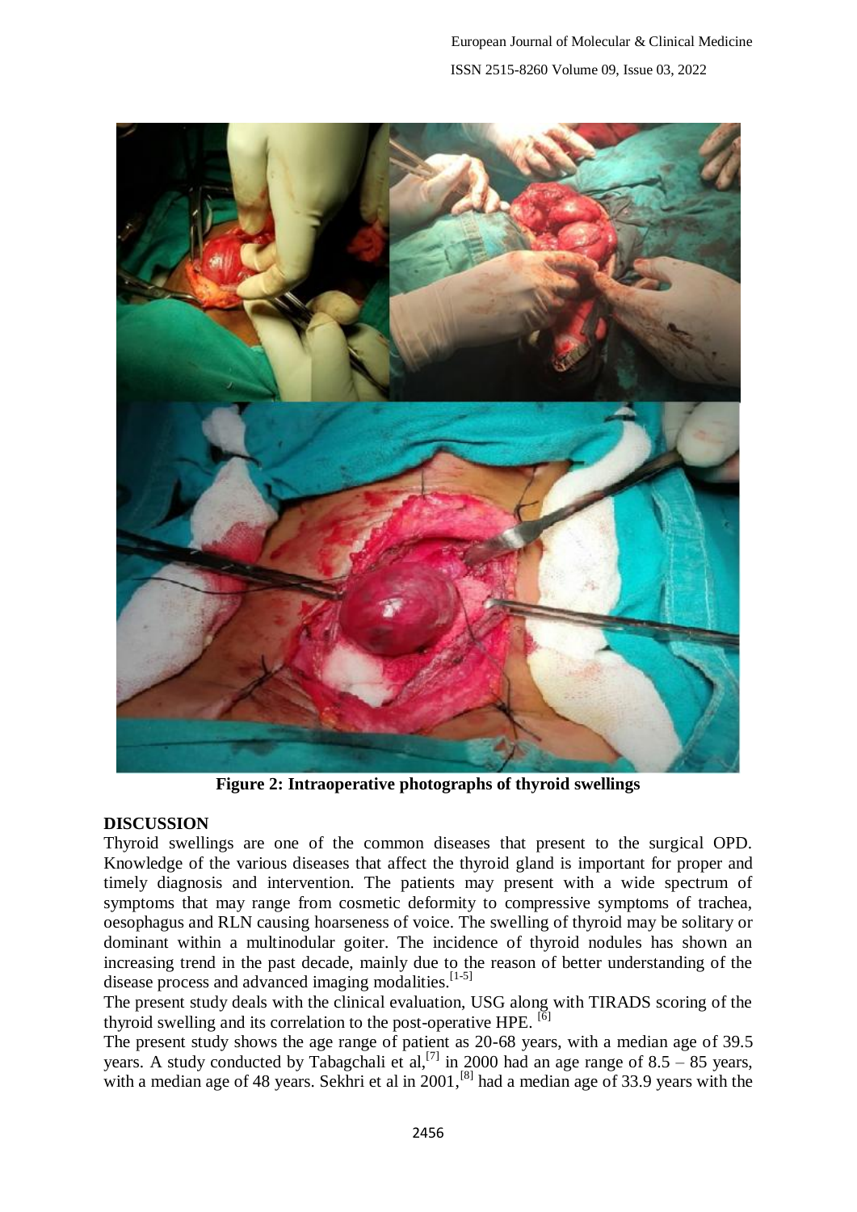**Figure 2: Intraoperative photographs of thyroid swellings**

## DISCUSSION

Thyroid swellings are one of the common diseases that present to the surgical OPD. Knowledge of the various diseases that affect the thyroid gland is important for proper and timely diagnosis and intervention. The patients may present with a wide spectrum of symptoms that may range from cosmetic deformity to compressive symptoms of trachea, oesophagus and RLN causing hoarseness of voice. The swelling of thyroid may be solitary or dominant within a multinodular goiter. The incidence of thyroid nodules has shown an increasing trend in the past decade, mainly due to the reason of better understanding of the disease process and advanced imaging modalities.[1-5]

The present study deals with the clinical evaluation, USG along with TIRADS scoring of the thyroid swelling and its correlation to the post-operative HPE. [6]

The present study shows the age range of patient as 20-68 years, with a median age of 39.5 years. A study conducted by Tabagchali et al,[7] in 2000 had an age range of 8.5 – 85 years, with a median age of 48 years. Sekhri et al in 2001,[8] had a median age of 33.9 years with the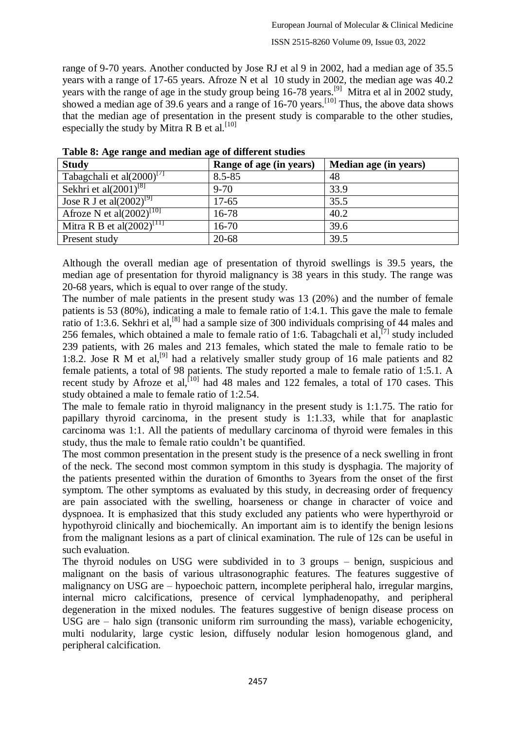range of 9-70 years. Another conducted by Jose RJ et al 9 in 2002, had a median age of 35.5 years with a range of 17-65 years. Afroze N et al 10 study in 2002, the median age was 40.2 years with the range of age in the study group being 16-78 years.[9] Mitra et al in 2002 study, showed a median age of 39.6 years and a range of 16-70 years.[10] Thus, the above data shows that the median age of presentation in the present study is comparable to the other studies, especially the study by Mitra R B et al.[10]

**Table 8: Age range and median age of different studies**

| Study | Range of age (in years) | Median age (in years) |
|---|---|---|
| Tabagchali et al(2000)[7] | 8.5-85 | 48 |
| Sekhri et al(2001)[8] | 9-70 | 33.9 |
| Jose R J et al(2002)[9] | 17-65 | 35.5 |
| Afroze N et al(2002)[10] | 16-78 | 40.2 |
| Mitra R B et al(2002)[11] | 16-70 | 39.6 |
| Present study | 20-68 | 39.5 |

Although the overall median age of presentation of thyroid swellings is 39.5 years, the median age of presentation for thyroid malignancy is 38 years in this study. The range was 20-68 years, which is equal to over range of the study.

The number of male patients in the present study was 13 (20%) and the number of female patients is 53 (80%), indicating a male to female ratio of 1:4.1. This gave the male to female ratio of 1:3.6. Sekhri et al,[8] had a sample size of 300 individuals comprising of 44 males and 256 females, which obtained a male to female ratio of 1:6. Tabagchali et al,[7] study included 239 patients, with 26 males and 213 females, which stated the male to female ratio to be 1:8.2. Jose R M et al,[9] had a relatively smaller study group of 16 male patients and 82 female patients, a total of 98 patients. The study reported a male to female ratio of 1:5.1. A recent study by Afroze et al,[10] had 48 males and 122 females, a total of 170 cases. This study obtained a male to female ratio of 1:2.54.

The male to female ratio in thyroid malignancy in the present study is 1:1.75. The ratio for papillary thyroid carcinoma, in the present study is 1:1.33, while that for anaplastic carcinoma was 1:1. All the patients of medullary carcinoma of thyroid were females in this study, thus the male to female ratio couldn't be quantified.

The most common presentation in the present study is the presence of a neck swelling in front of the neck. The second most common symptom in this study is dysphagia. The majority of the patients presented within the duration of 6months to 3years from the onset of the first symptom. The other symptoms as evaluated by this study, in decreasing order of frequency are pain associated with the swelling, hoarseness or change in character of voice and dyspnoea. It is emphasized that this study excluded any patients who were hyperthyroid or hypothyroid clinically and biochemically. An important aim is to identify the benign lesions from the malignant lesions as a part of clinical examination. The rule of 12s can be useful in such evaluation.

The thyroid nodules on USG were subdivided in to 3 groups – benign, suspicious and malignant on the basis of various ultrasonographic features. The features suggestive of malignancy on USG are – hypoechoic pattern, incomplete peripheral halo, irregular margins, internal micro calcifications, presence of cervical lymphadenopathy, and peripheral degeneration in the mixed nodules. The features suggestive of benign disease process on USG are – halo sign (transonic uniform rim surrounding the mass), variable echogenicity, multi nodularity, large cystic lesion, diffusely nodular lesion homogenous gland, and peripheral calcification.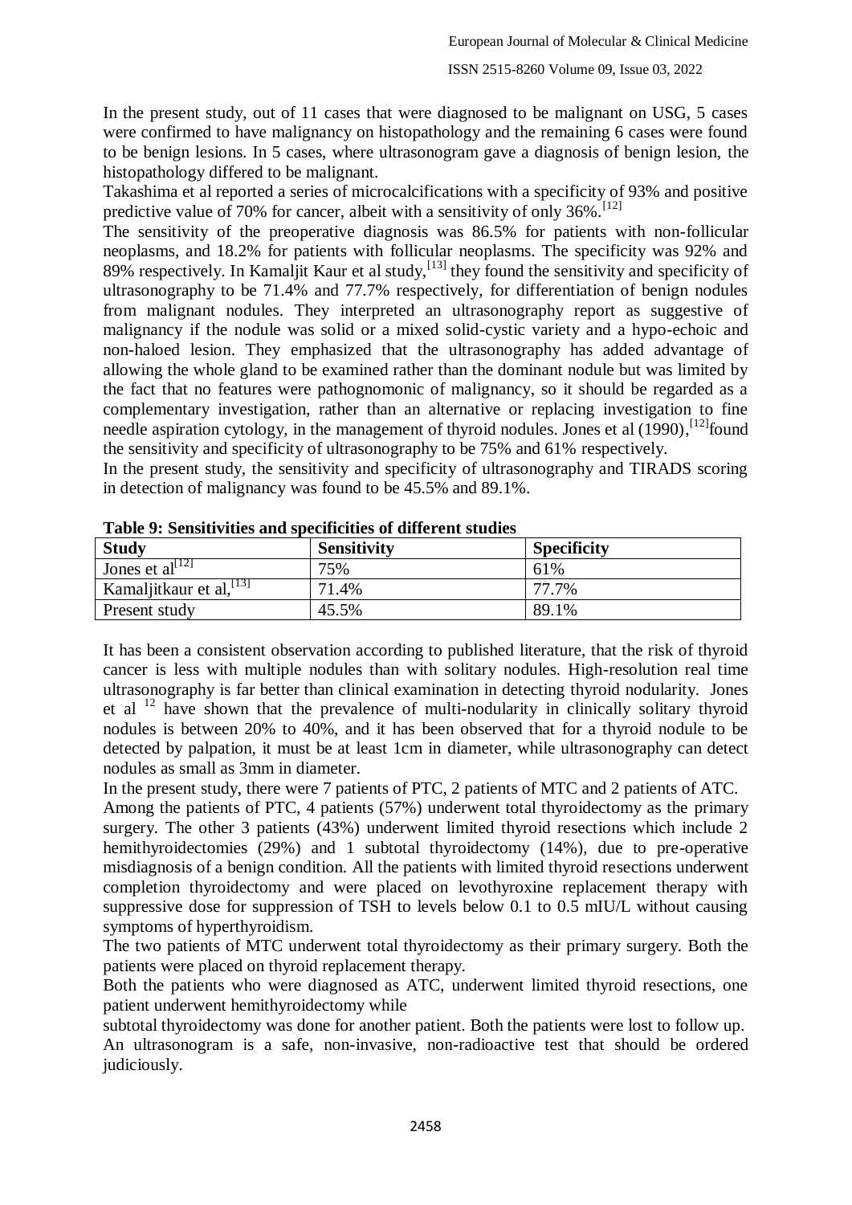In the present study, out of 11 cases that were diagnosed to be malignant on USG, 5 cases were confirmed to have malignancy on histopathology and the remaining 6 cases were found to be benign lesions. In 5 cases, where ultrasonogram gave a diagnosis of benign lesion, the histopathology differed to be malignant.

Takashima et al reported a series of microcalcifications with a specificity of 93% and positive predictive value of 70% for cancer, albeit with a sensitivity of only 36%.[12]

The sensitivity of the preoperative diagnosis was 86.5% for patients with non-follicular neoplasms, and 18.2% for patients with follicular neoplasms. The specificity was 92% and 89% respectively. In Kamaljit Kaur et al study,[13] they found the sensitivity and specificity of ultrasonography to be 71.4% and 77.7% respectively, for differentiation of benign nodules from malignant nodules. They interpreted an ultrasonography report as suggestive of malignancy if the nodule was solid or a mixed solid-cystic variety and a hypo-echoic and non-haloed lesion. They emphasized that the ultrasonography has added advantage of allowing the whole gland to be examined rather than the dominant nodule but was limited by the fact that no features were pathognomonic of malignancy, so it should be regarded as a complementary investigation, rather than an alternative or replacing investigation to fine needle aspiration cytology, in the management of thyroid nodules. Jones et al (1990),[12] found the sensitivity and specificity of ultrasonography to be 75% and 61% respectively.

In the present study, the sensitivity and specificity of ultrasonography and TIRADS scoring in detection of malignancy was found to be 45.5% and 89.1%.

**Table 9: Sensitivities and specificities of different studies**

| Study | Sensitivity | Specificity |
|---|---|---|
| Jones et al[12] | 75% | 61% |
| Kamaljitkaur et al,[13] | 71.4% | 77.7% |
| Present study | 45.5% | 89.1% |

It has been a consistent observation according to published literature, that the risk of thyroid cancer is less with multiple nodules than with solitary nodules. High-resolution real time ultrasonography is far better than clinical examination in detecting thyroid nodularity. Jones et al [12] have shown that the prevalence of multi-nodularity in clinically solitary thyroid nodules is between 20% to 40%, and it has been observed that for a thyroid nodule to be detected by palpation, it must be at least 1cm in diameter, while ultrasonography can detect nodules as small as 3mm in diameter.

In the present study, there were 7 patients of PTC, 2 patients of MTC and 2 patients of ATC.

Among the patients of PTC, 4 patients (57%) underwent total thyroidectomy as the primary surgery. The other 3 patients (43%) underwent limited thyroid resections which include 2 hemithyroidectomies (29%) and 1 subtotal thyroidectomy (14%), due to pre-operative misdiagnosis of a benign condition. All the patients with limited thyroid resections underwent completion thyroidectomy and were placed on levothyroxine replacement therapy with suppressive dose for suppression of TSH to levels below 0.1 to 0.5 mIU/L without causing symptoms of hyperthyroidism.

The two patients of MTC underwent total thyroidectomy as their primary surgery. Both the patients were placed on thyroid replacement therapy.

Both the patients who were diagnosed as ATC, underwent limited thyroid resections, one patient underwent hemithyroidectomy while subtotal thyroidectomy was done for another patient. Both the patients were lost to follow up.

An ultrasonogram is a safe, non-invasive, non-radioactive test that should be ordered judiciously.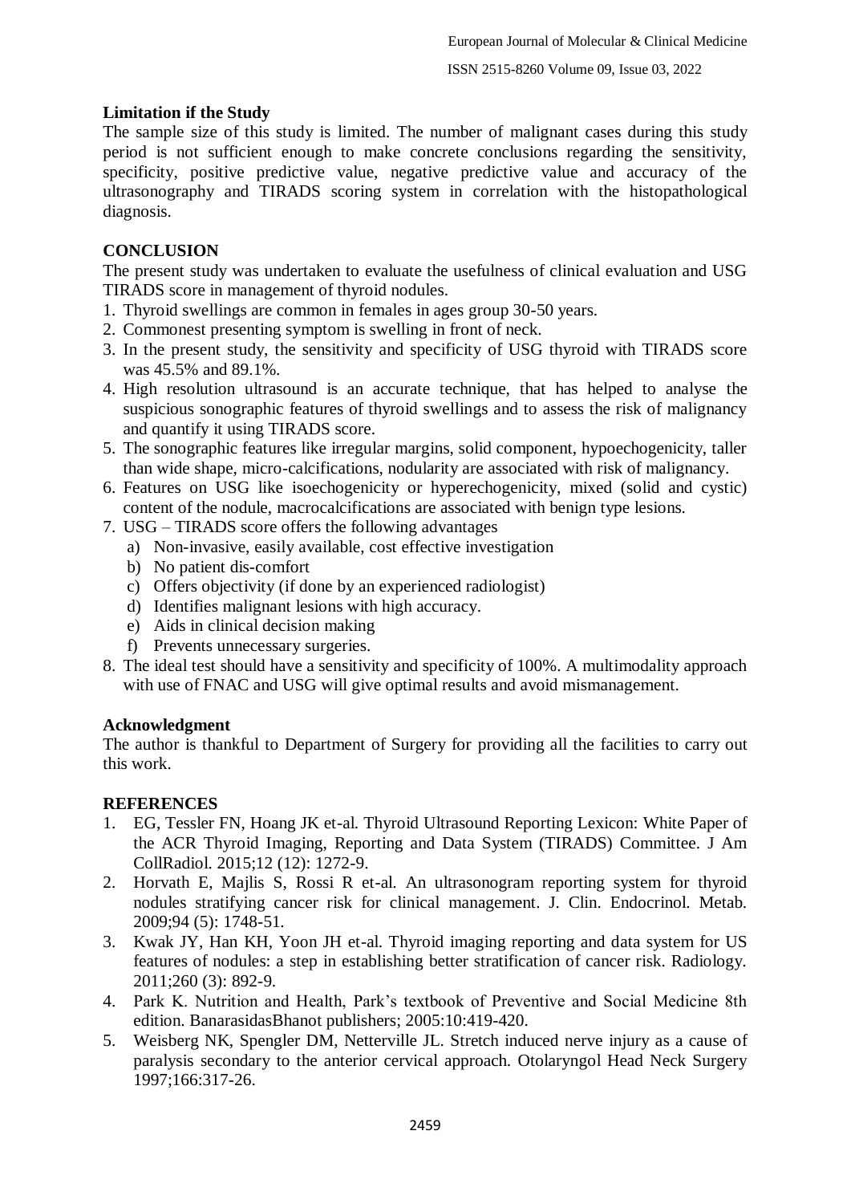### Limitation if the Study

The sample size of this study is limited. The number of malignant cases during this study period is not sufficient enough to make concrete conclusions regarding the sensitivity, specificity, positive predictive value, negative predictive value and accuracy of the ultrasonography and TIRADS scoring system in correlation with the histopathological diagnosis.

## CONCLUSION

The present study was undertaken to evaluate the usefulness of clinical evaluation and USG TIRADS score in management of thyroid nodules.

1. Thyroid swellings are common in females in ages group 30-50 years.
2. Commonest presenting symptom is swelling in front of neck.
3. In the present study, the sensitivity and specificity of USG thyroid with TIRADS score was 45.5% and 89.1%.
4. High resolution ultrasound is an accurate technique, that has helped to analyse the suspicious sonographic features of thyroid swellings and to assess the risk of malignancy and quantify it using TIRADS score.
5. The sonographic features like irregular margins, solid component, hypoechogenicity, taller than wide shape, micro-calcifications, nodularity are associated with risk of malignancy.
6. Features on USG like isoechogenicity or hyperechogenicity, mixed (solid and cystic) content of the nodule, macrocalcifications are associated with benign type lesions.
7. USG – TIRADS score offers the following advantages
   a) Non-invasive, easily available, cost effective investigation
   b) No patient dis-comfort
   c) Offers objectivity (if done by an experienced radiologist)
   d) Identifies malignant lesions with high accuracy.
   e) Aids in clinical decision making
   f) Prevents unnecessary surgeries.
8. The ideal test should have a sensitivity and specificity of 100%. A multimodality approach with use of FNAC and USG will give optimal results and avoid mismanagement.

### Acknowledgment

The author is thankful to Department of Surgery for providing all the facilities to carry out this work.

## REFERENCES

1. EG, Tessler FN, Hoang JK et-al. Thyroid Ultrasound Reporting Lexicon: White Paper of the ACR Thyroid Imaging, Reporting and Data System (TIRADS) Committee. J Am CollRadiol. 2015;12 (12): 1272-9.
2. Horvath E, Majlis S, Rossi R et-al. An ultrasonogram reporting system for thyroid nodules stratifying cancer risk for clinical management. J. Clin. Endocrinol. Metab. 2009;94 (5): 1748-51.
3. Kwak JY, Han KH, Yoon JH et-al. Thyroid imaging reporting and data system for US features of nodules: a step in establishing better stratification of cancer risk. Radiology. 2011;260 (3): 892-9.
4. Park K. Nutrition and Health, Park's textbook of Preventive and Social Medicine 8th edition. BanarasidasBhanot publishers; 2005:10:419-420.
5. Weisberg NK, Spengler DM, Netterville JL. Stretch induced nerve injury as a cause of paralysis secondary to the anterior cervical approach. Otolaryngol Head Neck Surgery 1997;166:317-26.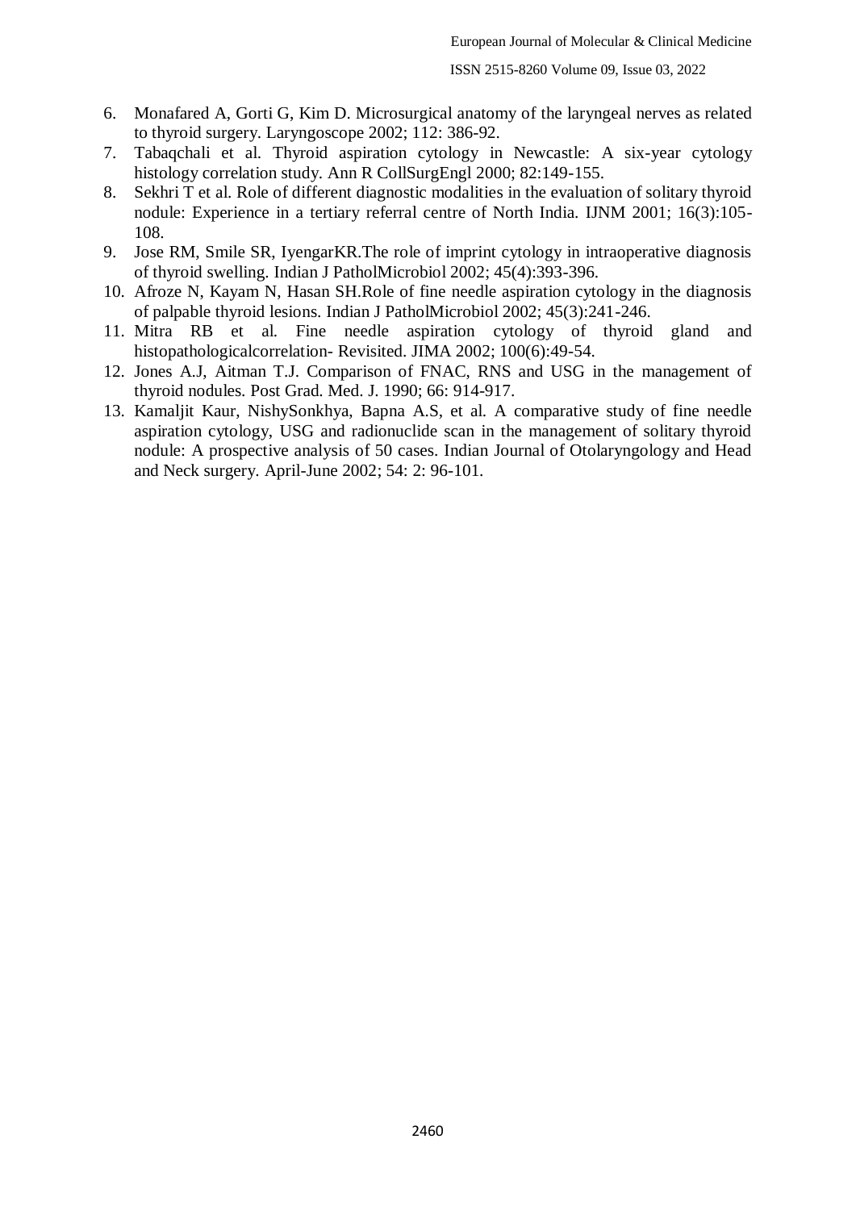6. Monafared A, Gorti G, Kim D. Microsurgical anatomy of the laryngeal nerves as related to thyroid surgery. Laryngoscope 2002; 112: 386-92.
7. Tabaqchali et al. Thyroid aspiration cytology in Newcastle: A six-year cytology histology correlation study. Ann R CollSurgEngl 2000; 82:149-155.
8. Sekhri T et al. Role of different diagnostic modalities in the evaluation of solitary thyroid nodule: Experience in a tertiary referral centre of North India. IJNM 2001; 16(3):105-108.
9. Jose RM, Smile SR, IyengarKR.The role of imprint cytology in intraoperative diagnosis of thyroid swelling. Indian J PatholMicrobiol 2002; 45(4):393-396.
10. Afroze N, Kayam N, Hasan SH.Role of fine needle aspiration cytology in the diagnosis of palpable thyroid lesions. Indian J PatholMicrobiol 2002; 45(3):241-246.
11. Mitra RB et al. Fine needle aspiration cytology of thyroid gland and histopathologicalcorrelation- Revisited. JIMA 2002; 100(6):49-54.
12. Jones A.J, Aitman T.J. Comparison of FNAC, RNS and USG in the management of thyroid nodules. Post Grad. Med. J. 1990; 66: 914-917.
13. Kamaljit Kaur, NishySonkhya, Bapna A.S, et al. A comparative study of fine needle aspiration cytology, USG and radionuclide scan in the management of solitary thyroid nodule: A prospective analysis of 50 cases. Indian Journal of Otolaryngology and Head and Neck surgery. April-June 2002; 54: 2: 96-101.